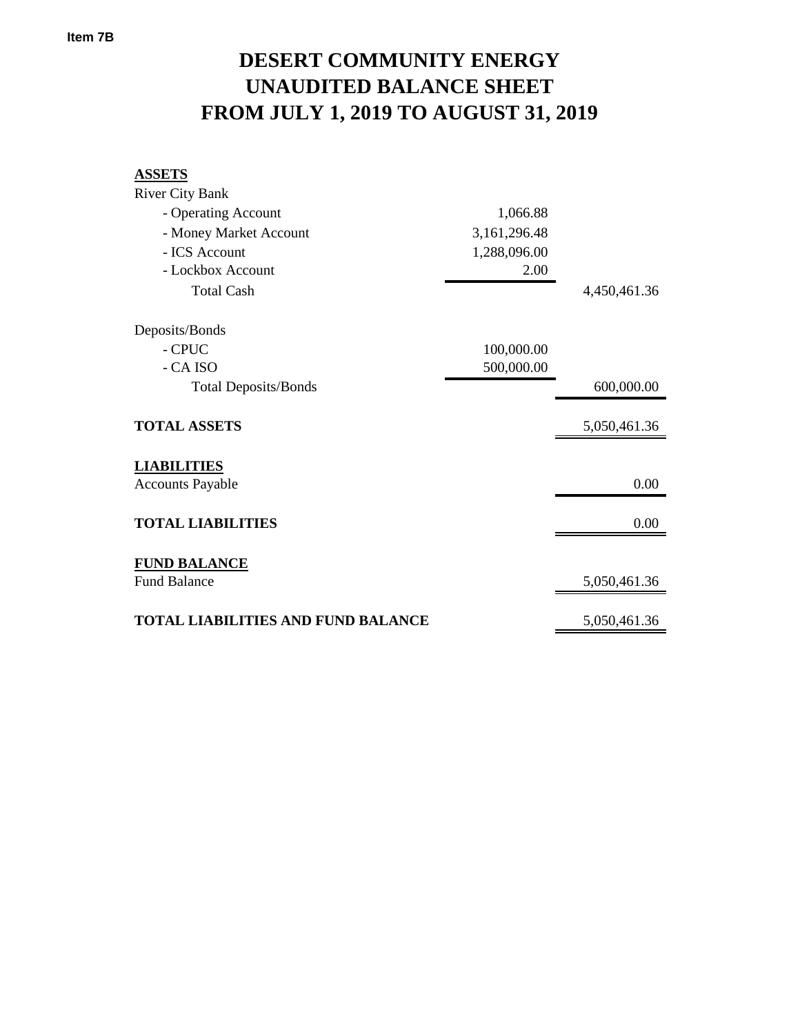Item 7B

# DESERT COMMUNITY ENERGY
# UNAUDITED BALANCE SHEET
# FROM JULY 1, 2019 TO AUGUST 31, 2019

| | | |
|---|---|---|
| **ASSETS** | | |
| River City Bank | | |
| - Operating Account | 1,066.88 | |
| - Money Market Account | 3,161,296.48 | |
| - ICS Account | 1,288,096.00 | |
| - Lockbox Account | 2.00 | |
| Total Cash | | 4,450,461.36 |
| | | |
| Deposits/Bonds | | |
| - CPUC | 100,000.00 | |
| - CA ISO | 500,000.00 | |
| Total Deposits/Bonds | | 600,000.00 |
| | | |
| **TOTAL ASSETS** | | 5,050,461.36 |
| | | |
| **LIABILITIES** | | |
| Accounts Payable | | 0.00 |
| | | |
| **TOTAL LIABILITIES** | | 0.00 |
| | | |
| **FUND BALANCE** | | |
| Fund Balance | | 5,050,461.36 |
| | | |
| **TOTAL LIABILITIES AND FUND BALANCE** | | 5,050,461.36 |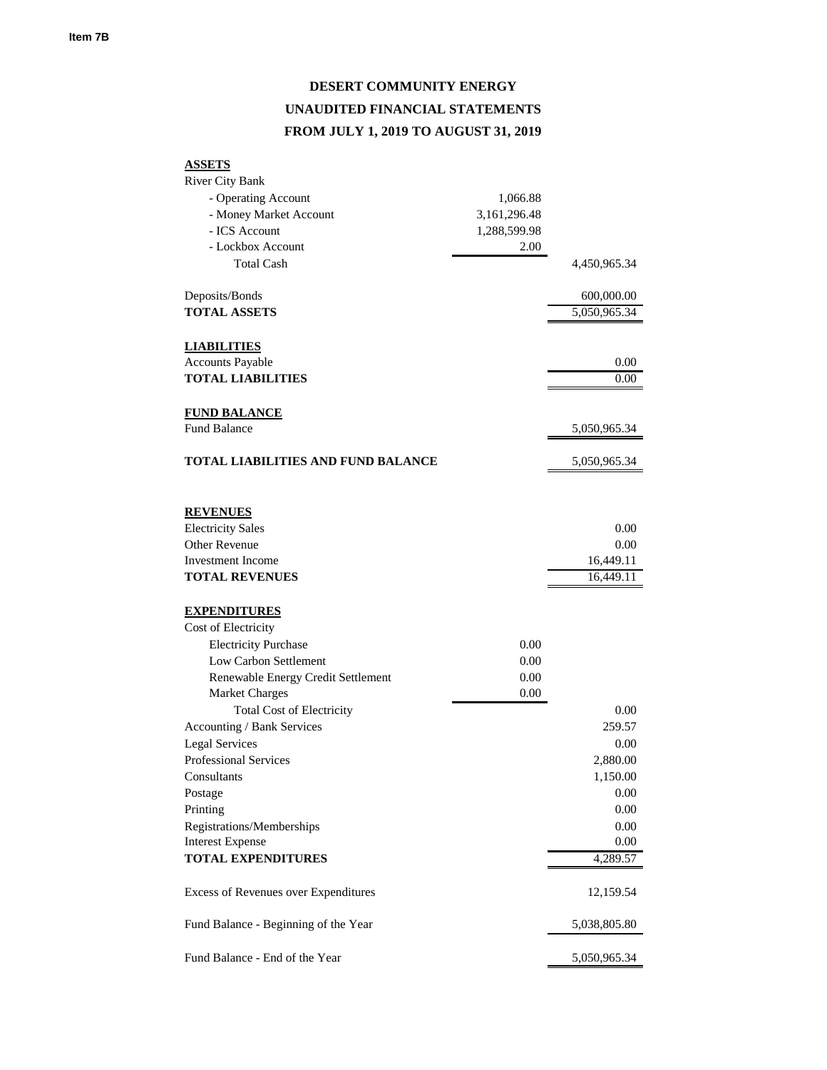Item 7B

# DESERT COMMUNITY ENERGY

## UNAUDITED FINANCIAL STATEMENTS

## FROM JULY 1, 2019 TO AUGUST 31, 2019

| | | |
|---|---|---|
| **ASSETS** | | |
| River City Bank | | |
| - Operating Account | 1,066.88 | |
| - Money Market Account | 3,161,296.48 | |
| - ICS Account | 1,288,599.98 | |
| - Lockbox Account | 2.00 | |
| Total Cash | | 4,450,965.34 |
| Deposits/Bonds | | 600,000.00 |
| **TOTAL ASSETS** | | 5,050,965.34 |
| **LIABILITIES** | | |
| Accounts Payable | | 0.00 |
| **TOTAL LIABILITIES** | | 0.00 |
| **FUND BALANCE** | | |
| Fund Balance | | 5,050,965.34 |
| **TOTAL LIABILITIES AND FUND BALANCE** | | 5,050,965.34 |

| | | |
|---|---|---|
| **REVENUES** | | |
| Electricity Sales | | 0.00 |
| Other Revenue | | 0.00 |
| Investment Income | | 16,449.11 |
| **TOTAL REVENUES** | | 16,449.11 |
| **EXPENDITURES** | | |
| Cost of Electricity | | |
| Electricity Purchase | 0.00 | |
| Low Carbon Settlement | 0.00 | |
| Renewable Energy Credit Settlement | 0.00 | |
| Market Charges | 0.00 | |
| Total Cost of Electricity | | 0.00 |
| Accounting / Bank Services | | 259.57 |
| Legal Services | | 0.00 |
| Professional Services | | 2,880.00 |
| Consultants | | 1,150.00 |
| Postage | | 0.00 |
| Printing | | 0.00 |
| Registrations/Memberships | | 0.00 |
| Interest Expense | | 0.00 |
| **TOTAL EXPENDITURES** | | 4,289.57 |
| Excess of Revenues over Expenditures | | 12,159.54 |
| Fund Balance - Beginning of the Year | | 5,038,805.80 |
| Fund Balance - End of the Year | | 5,050,965.34 |